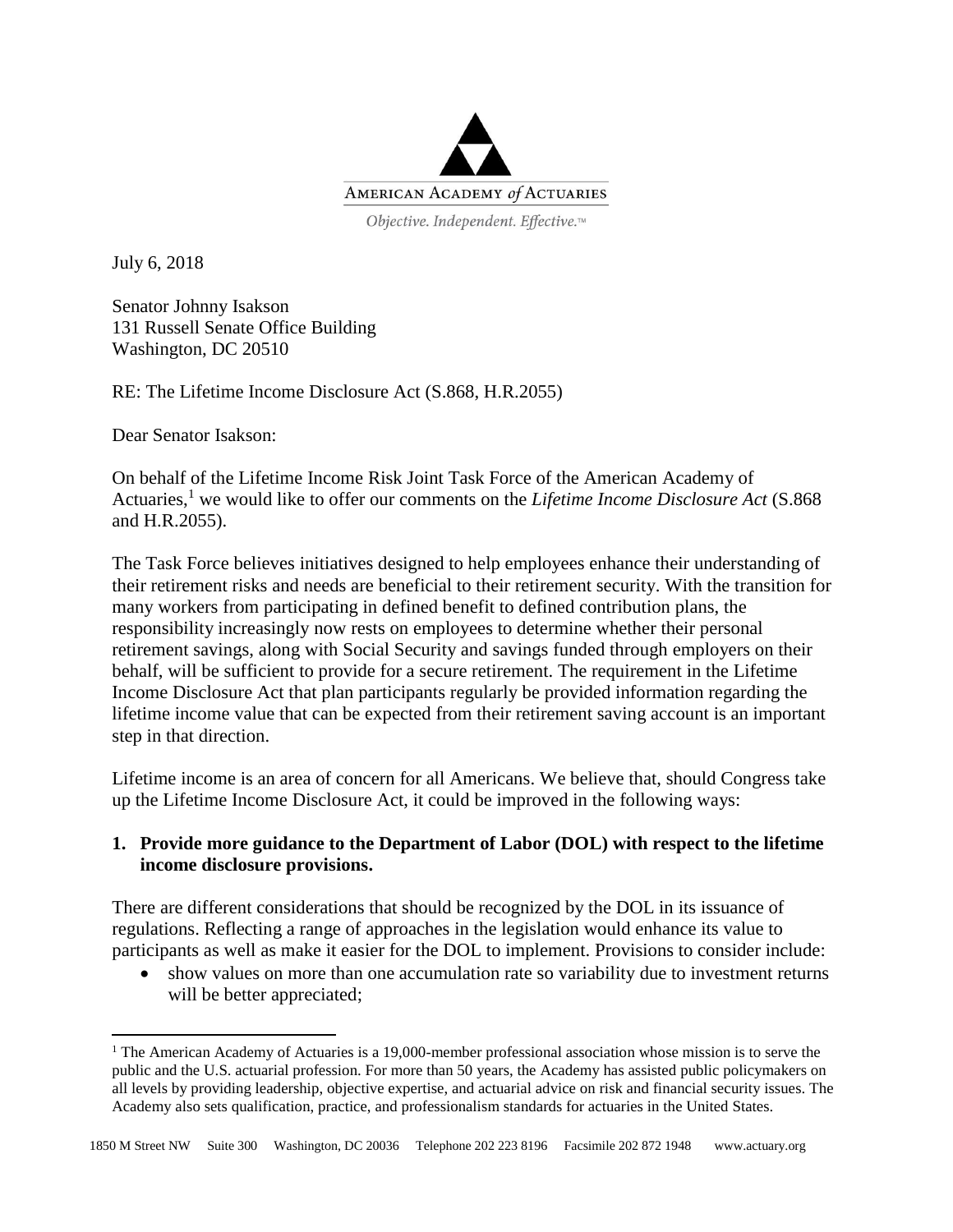AMERICAN ACADEMY *of* ACTUARIES

*Objective. Independent. Effective.*™

July 6, 2018

Senator Johnny Isakson
131 Russell Senate Office Building
Washington, DC 20510

RE: The Lifetime Income Disclosure Act (S.868, H.R.2055)

Dear Senator Isakson:

On behalf of the Lifetime Income Risk Joint Task Force of the American Academy of Actuaries,[1] we would like to offer our comments on the *Lifetime Income Disclosure Act* (S.868 and H.R.2055).

The Task Force believes initiatives designed to help employees enhance their understanding of their retirement risks and needs are beneficial to their retirement security. With the transition for many workers from participating in defined benefit to defined contribution plans, the responsibility increasingly now rests on employees to determine whether their personal retirement savings, along with Social Security and savings funded through employers on their behalf, will be sufficient to provide for a secure retirement. The requirement in the Lifetime Income Disclosure Act that plan participants regularly be provided information regarding the lifetime income value that can be expected from their retirement saving account is an important step in that direction.

Lifetime income is an area of concern for all Americans. We believe that, should Congress take up the Lifetime Income Disclosure Act, it could be improved in the following ways:

**1. Provide more guidance to the Department of Labor (DOL) with respect to the lifetime income disclosure provisions.**

There are different considerations that should be recognized by the DOL in its issuance of regulations. Reflecting a range of approaches in the legislation would enhance its value to participants as well as make it easier for the DOL to implement. Provisions to consider include:

- show values on more than one accumulation rate so variability due to investment returns will be better appreciated;

---

[1] The American Academy of Actuaries is a 19,000-member professional association whose mission is to serve the public and the U.S. actuarial profession. For more than 50 years, the Academy has assisted public policymakers on all levels by providing leadership, objective expertise, and actuarial advice on risk and financial security issues. The Academy also sets qualification, practice, and professionalism standards for actuaries in the United States.

1850 M Street NW Suite 300 Washington, DC 20036 Telephone 202 223 8196 Facsimile 202 872 1948 www.actuary.org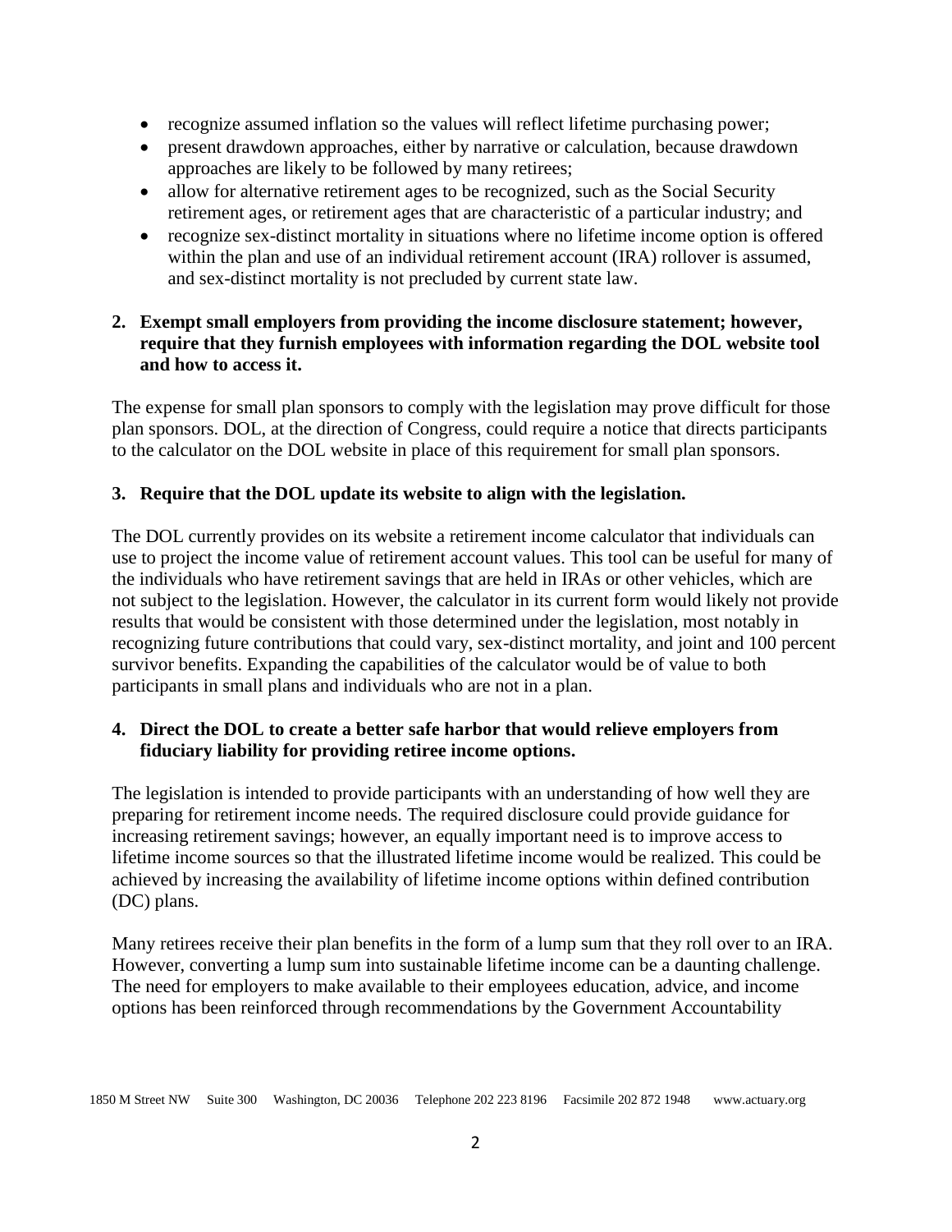- recognize assumed inflation so the values will reflect lifetime purchasing power;
- present drawdown approaches, either by narrative or calculation, because drawdown approaches are likely to be followed by many retirees;
- allow for alternative retirement ages to be recognized, such as the Social Security retirement ages, or retirement ages that are characteristic of a particular industry; and
- recognize sex-distinct mortality in situations where no lifetime income option is offered within the plan and use of an individual retirement account (IRA) rollover is assumed, and sex-distinct mortality is not precluded by current state law.

**2. Exempt small employers from providing the income disclosure statement; however, require that they furnish employees with information regarding the DOL website tool and how to access it.**

The expense for small plan sponsors to comply with the legislation may prove difficult for those plan sponsors. DOL, at the direction of Congress, could require a notice that directs participants to the calculator on the DOL website in place of this requirement for small plan sponsors.

**3. Require that the DOL update its website to align with the legislation.**

The DOL currently provides on its website a retirement income calculator that individuals can use to project the income value of retirement account values. This tool can be useful for many of the individuals who have retirement savings that are held in IRAs or other vehicles, which are not subject to the legislation. However, the calculator in its current form would likely not provide results that would be consistent with those determined under the legislation, most notably in recognizing future contributions that could vary, sex-distinct mortality, and joint and 100 percent survivor benefits. Expanding the capabilities of the calculator would be of value to both participants in small plans and individuals who are not in a plan.

**4. Direct the DOL to create a better safe harbor that would relieve employers from fiduciary liability for providing retiree income options.**

The legislation is intended to provide participants with an understanding of how well they are preparing for retirement income needs. The required disclosure could provide guidance for increasing retirement savings; however, an equally important need is to improve access to lifetime income sources so that the illustrated lifetime income would be realized. This could be achieved by increasing the availability of lifetime income options within defined contribution (DC) plans.

Many retirees receive their plan benefits in the form of a lump sum that they roll over to an IRA. However, converting a lump sum into sustainable lifetime income can be a daunting challenge. The need for employers to make available to their employees education, advice, and income options has been reinforced through recommendations by the Government Accountability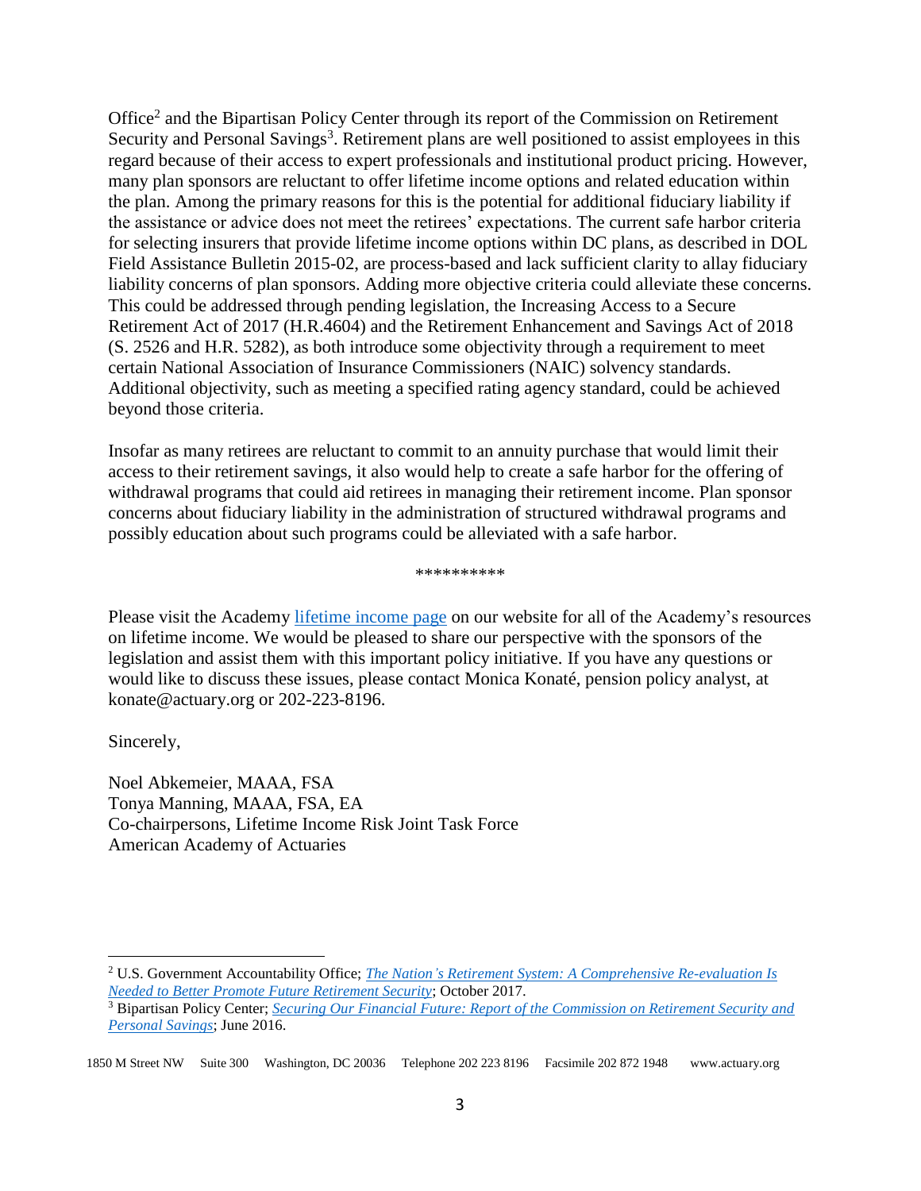Office[2] and the Bipartisan Policy Center through its report of the Commission on Retirement Security and Personal Savings[3]. Retirement plans are well positioned to assist employees in this regard because of their access to expert professionals and institutional product pricing. However, many plan sponsors are reluctant to offer lifetime income options and related education within the plan. Among the primary reasons for this is the potential for additional fiduciary liability if the assistance or advice does not meet the retirees' expectations. The current safe harbor criteria for selecting insurers that provide lifetime income options within DC plans, as described in DOL Field Assistance Bulletin 2015-02, are process-based and lack sufficient clarity to allay fiduciary liability concerns of plan sponsors. Adding more objective criteria could alleviate these concerns. This could be addressed through pending legislation, the Increasing Access to a Secure Retirement Act of 2017 (H.R.4604) and the Retirement Enhancement and Savings Act of 2018 (S. 2526 and H.R. 5282), as both introduce some objectivity through a requirement to meet certain National Association of Insurance Commissioners (NAIC) solvency standards. Additional objectivity, such as meeting a specified rating agency standard, could be achieved beyond those criteria.

Insofar as many retirees are reluctant to commit to an annuity purchase that would limit their access to their retirement savings, it also would help to create a safe harbor for the offering of withdrawal programs that could aid retirees in managing their retirement income. Plan sponsor concerns about fiduciary liability in the administration of structured withdrawal programs and possibly education about such programs could be alleviated with a safe harbor.

**********

Please visit the Academy lifetime income page on our website for all of the Academy's resources on lifetime income. We would be pleased to share our perspective with the sponsors of the legislation and assist them with this important policy initiative. If you have any questions or would like to discuss these issues, please contact Monica Konaté, pension policy analyst, at konate@actuary.org or 202-223-8196.

Sincerely,

Noel Abkemeier, MAAA, FSA
Tonya Manning, MAAA, FSA, EA
Co-chairpersons, Lifetime Income Risk Joint Task Force
American Academy of Actuaries

---

[2] U.S. Government Accountability Office; *The Nation's Retirement System: A Comprehensive Re-evaluation Is Needed to Better Promote Future Retirement Security*; October 2017.

[3] Bipartisan Policy Center; *Securing Our Financial Future: Report of the Commission on Retirement Security and Personal Savings*; June 2016.